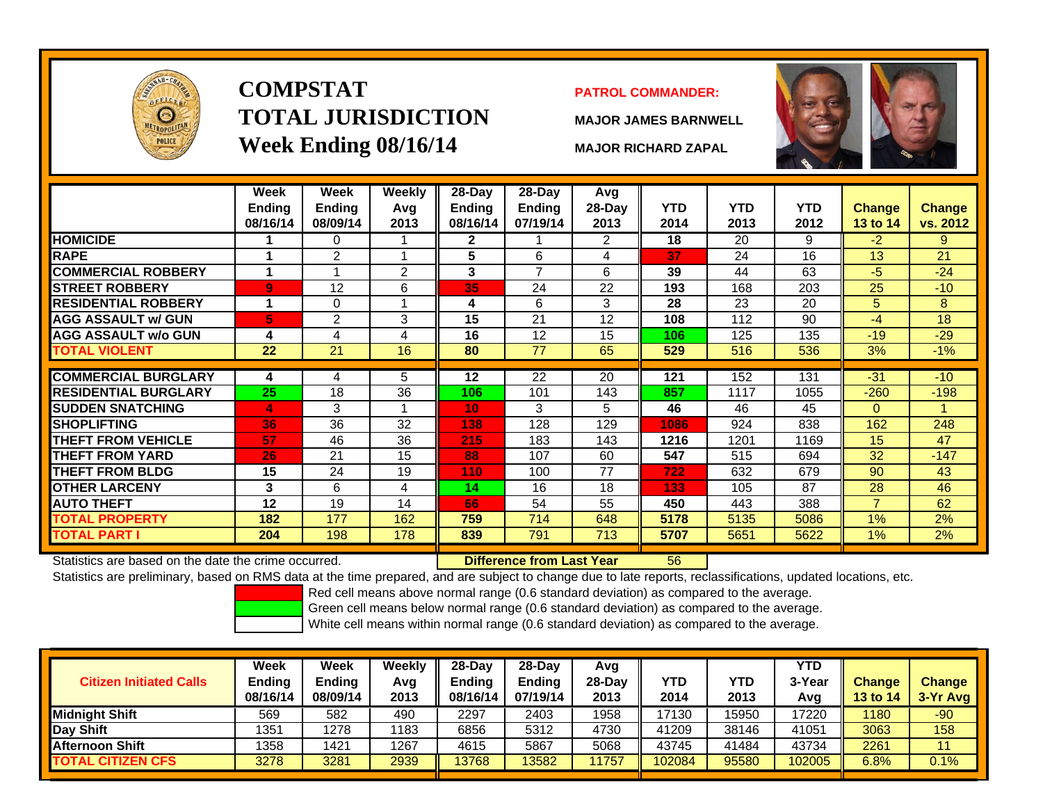# COMPSTAT TOTAL JURISDICTION Week Ending 08/16/14

**PATROL COMMANDER:**

**MAJOR JAMES BARNWELL**

**MAJOR RICHARD ZAPAL**

| | Week Ending 08/16/14 | Week Ending 08/09/14 | Weekly Avg 2013 | 28-Day Ending 08/16/14 | 28-Day Ending 07/19/14 | Avg 28-Day 2013 | YTD 2014 | YTD 2013 | YTD 2012 | Change 13 to 14 | Change vs. 2012 |
|---|---|---|---|---|---|---|---|---|---|---|---|
| HOMICIDE | 1 | 0 | 1 | 2 | 1 | 2 | 18 | 20 | 9 | -2 | 9 |
| RAPE | 1 | 2 | 1 | 5 | 6 | 4 | 37 | 24 | 16 | 13 | 21 |
| COMMERCIAL ROBBERY | 1 | 1 | 2 | 3 | 7 | 6 | 39 | 44 | 63 | -5 | -24 |
| STREET ROBBERY | 9 | 12 | 6 | 35 | 24 | 22 | 193 | 168 | 203 | 25 | -10 |
| RESIDENTIAL ROBBERY | 1 | 0 | 1 | 4 | 6 | 3 | 28 | 23 | 20 | 5 | 8 |
| AGG ASSAULT w/ GUN | 5 | 2 | 3 | 15 | 21 | 12 | 108 | 112 | 90 | -4 | 18 |
| AGG ASSAULT w/o GUN | 4 | 4 | 4 | 16 | 12 | 15 | 106 | 125 | 135 | -19 | -29 |
| TOTAL VIOLENT | 22 | 21 | 16 | 80 | 77 | 65 | 529 | 516 | 536 | 3% | -1% |
| COMMERCIAL BURGLARY | 4 | 4 | 5 | 12 | 22 | 20 | 121 | 152 | 131 | -31 | -10 |
| RESIDENTIAL BURGLARY | 25 | 18 | 36 | 106 | 101 | 143 | 857 | 1117 | 1055 | -260 | -198 |
| SUDDEN SNATCHING | 4 | 3 | 1 | 10 | 3 | 5 | 46 | 46 | 45 | 0 | 1 |
| SHOPLIFTING | 36 | 36 | 32 | 138 | 128 | 129 | 1086 | 924 | 838 | 162 | 248 |
| THEFT FROM VEHICLE | 57 | 46 | 36 | 215 | 183 | 143 | 1216 | 1201 | 1169 | 15 | 47 |
| THEFT FROM YARD | 26 | 21 | 15 | 88 | 107 | 60 | 547 | 515 | 694 | 32 | -147 |
| THEFT FROM BLDG | 15 | 24 | 19 | 110 | 100 | 77 | 722 | 632 | 679 | 90 | 43 |
| OTHER LARCENY | 3 | 6 | 4 | 14 | 16 | 18 | 133 | 105 | 87 | 28 | 46 |
| AUTO THEFT | 12 | 19 | 14 | 66 | 54 | 55 | 450 | 443 | 388 | 7 | 62 |
| TOTAL PROPERTY | 182 | 177 | 162 | 759 | 714 | 648 | 5178 | 5135 | 5086 | 1% | 2% |
| TOTAL PART I | 204 | 198 | 178 | 839 | 791 | 713 | 5707 | 5651 | 5622 | 1% | 2% |

Statistics are based on the date the crime occurred. **Difference from Last Year** 56

Statistics are preliminary, based on RMS data at the time prepared, and are subject to change due to late reports, reclassifications, updated locations, etc.

Red cell means above normal range (0.6 standard deviation) as compared to the average.

Green cell means below normal range (0.6 standard deviation) as compared to the average.

White cell means within normal range (0.6 standard deviation) as compared to the average.

| Citizen Initiated Calls | Week Ending 08/16/14 | Week Ending 08/09/14 | Weekly Avg 2013 | 28-Day Ending 08/16/14 | 28-Day Ending 07/19/14 | Avg 28-Day 2013 | YTD 2014 | YTD 2013 | YTD 3-Year Avg | Change 13 to 14 | Change 3-Yr Avg |
|---|---|---|---|---|---|---|---|---|---|---|---|
| Midnight Shift | 569 | 582 | 490 | 2297 | 2403 | 1958 | 17130 | 15950 | 17220 | 1180 | -90 |
| Day Shift | 1351 | 1278 | 1183 | 6856 | 5312 | 4730 | 41209 | 38146 | 41051 | 3063 | 158 |
| Afternoon Shift | 1358 | 1421 | 1267 | 4615 | 5867 | 5068 | 43745 | 41484 | 43734 | 2261 | 11 |
| TOTAL CITIZEN CFS | 3278 | 3281 | 2939 | 13768 | 13582 | 11757 | 102084 | 95580 | 102005 | 6.8% | 0.1% |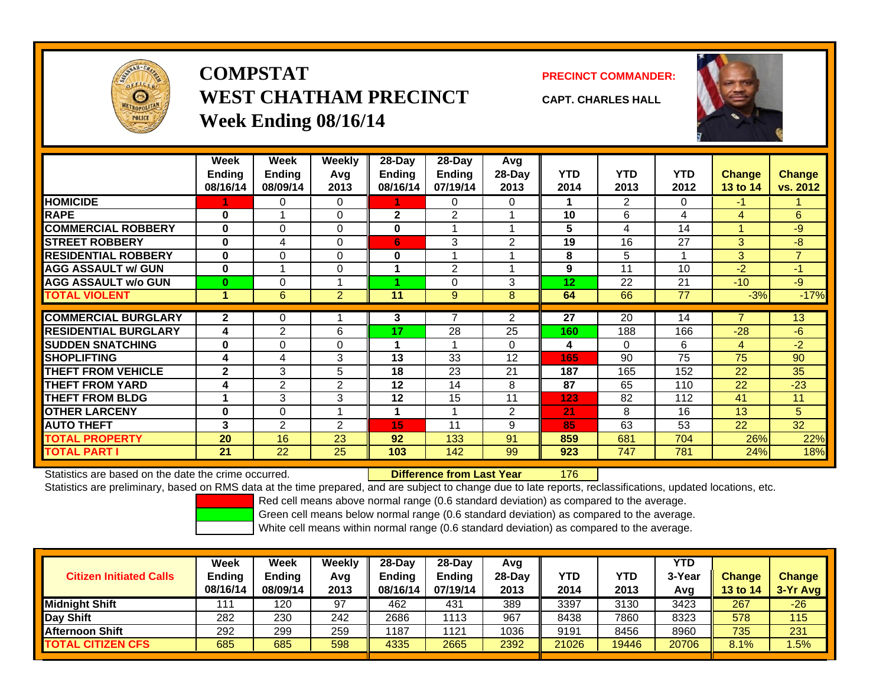# COMPSTAT
## WEST CHATHAM PRECINCT
### Week Ending 08/16/14

**PRECINCT COMMANDER:**

**CAPT. CHARLES HALL**

| | Week Ending 08/16/14 | Week Ending 08/09/14 | Weekly Avg 2013 | 28-Day Ending 08/16/14 | 28-Day Ending 07/19/14 | Avg 28-Day 2013 | YTD 2014 | YTD 2013 | YTD 2012 | Change 13 to 14 | Change vs. 2012 |
|---|---|---|---|---|---|---|---|---|---|---|---|
| HOMICIDE | 1 | 0 | 0 | 1 | 0 | 0 | 1 | 2 | 0 | -1 | 1 |
| RAPE | 0 | 1 | 0 | 2 | 2 | 1 | 10 | 6 | 4 | 4 | 6 |
| COMMERCIAL ROBBERY | 0 | 0 | 0 | 0 | 1 | 1 | 5 | 4 | 14 | 1 | -9 |
| STREET ROBBERY | 0 | 4 | 0 | 6 | 3 | 2 | 19 | 16 | 27 | 3 | -8 |
| RESIDENTIAL ROBBERY | 0 | 0 | 0 | 0 | 1 | 1 | 8 | 5 | 1 | 3 | 7 |
| AGG ASSAULT w/ GUN | 0 | 1 | 0 | 1 | 2 | 1 | 9 | 11 | 10 | -2 | -1 |
| AGG ASSAULT w/o GUN | 0 | 0 | 1 | 1 | 0 | 3 | 12 | 22 | 21 | -10 | -9 |
| TOTAL VIOLENT | 1 | 6 | 2 | 11 | 9 | 8 | 64 | 66 | 77 | -3% | -17% |
| COMMERCIAL BURGLARY | 2 | 0 | 1 | 3 | 7 | 2 | 27 | 20 | 14 | 7 | 13 |
| RESIDENTIAL BURGLARY | 4 | 2 | 6 | 17 | 28 | 25 | 160 | 188 | 166 | -28 | -6 |
| SUDDEN SNATCHING | 0 | 0 | 0 | 1 | 1 | 0 | 4 | 0 | 6 | 4 | -2 |
| SHOPLIFTING | 4 | 4 | 3 | 13 | 33 | 12 | 165 | 90 | 75 | 75 | 90 |
| THEFT FROM VEHICLE | 2 | 3 | 5 | 18 | 23 | 21 | 187 | 165 | 152 | 22 | 35 |
| THEFT FROM YARD | 4 | 2 | 2 | 12 | 14 | 8 | 87 | 65 | 110 | 22 | -23 |
| THEFT FROM BLDG | 1 | 3 | 3 | 12 | 15 | 11 | 123 | 82 | 112 | 41 | 11 |
| OTHER LARCENY | 0 | 0 | 1 | 1 | 1 | 2 | 21 | 8 | 16 | 13 | 5 |
| AUTO THEFT | 3 | 2 | 2 | 15 | 11 | 9 | 85 | 63 | 53 | 22 | 32 |
| TOTAL PROPERTY | 20 | 16 | 23 | 92 | 133 | 91 | 859 | 681 | 704 | 26% | 22% |
| TOTAL PART I | 21 | 22 | 25 | 103 | 142 | 99 | 923 | 747 | 781 | 24% | 18% |

Statistics are based on the date the crime occurred. **Difference from Last Year** 176

Statistics are preliminary, based on RMS data at the time prepared, and are subject to change due to late reports, reclassifications, updated locations, etc.

Red cell means above normal range (0.6 standard deviation) as compared to the average.

Green cell means below normal range (0.6 standard deviation) as compared to the average.

White cell means within normal range (0.6 standard deviation) as compared to the average.

| Citizen Initiated Calls | Week Ending 08/16/14 | Week Ending 08/09/14 | Weekly Avg 2013 | 28-Day Ending 08/16/14 | 28-Day Ending 07/19/14 | Avg 28-Day 2013 | YTD 2014 | YTD 2013 | YTD 3-Year Avg | Change 13 to 14 | Change 3-Yr Avg |
|---|---|---|---|---|---|---|---|---|---|---|---|
| Midnight Shift | 111 | 120 | 97 | 462 | 431 | 389 | 3397 | 3130 | 3423 | 267 | -26 |
| Day Shift | 282 | 230 | 242 | 2686 | 1113 | 967 | 8438 | 7860 | 8323 | 578 | 115 |
| Afternoon Shift | 292 | 299 | 259 | 1187 | 1121 | 1036 | 9191 | 8456 | 8960 | 735 | 231 |
| TOTAL CITIZEN CFS | 685 | 685 | 598 | 4335 | 2665 | 2392 | 21026 | 19446 | 20706 | 8.1% | 1.5% |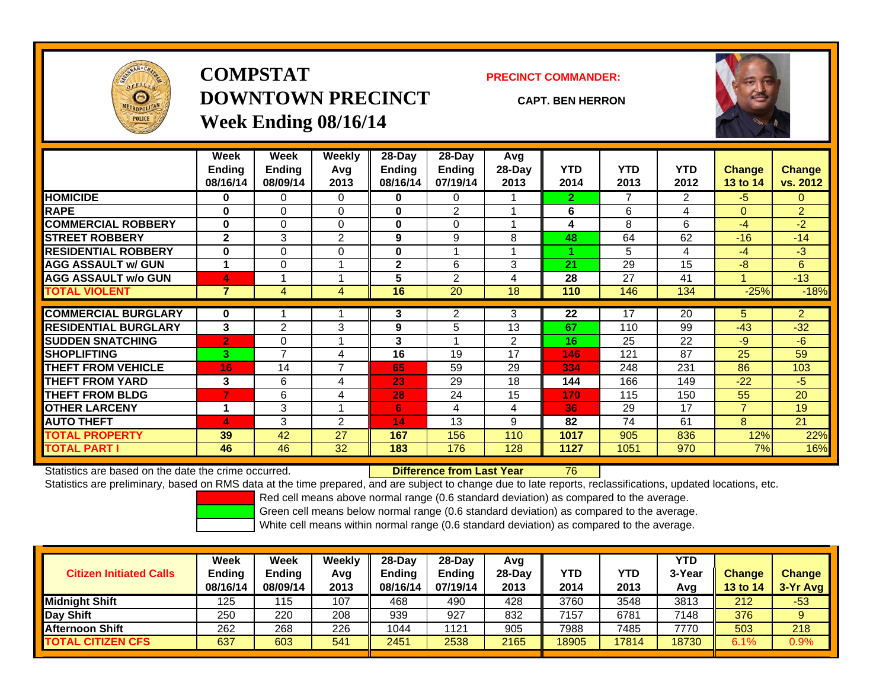# COMPSTAT
# DOWNTOWN PRECINCT
## Week Ending 08/16/14

**PRECINCT COMMANDER:**

**CAPT. BEN HERRON**

| | Week Ending 08/16/14 | Week Ending 08/09/14 | Weekly Avg 2013 | 28-Day Ending 08/16/14 | 28-Day Ending 07/19/14 | Avg 28-Day 2013 | YTD 2014 | YTD 2013 | YTD 2012 | Change 13 to 14 | Change vs. 2012 |
|---|---|---|---|---|---|---|---|---|---|---|---|
| HOMICIDE | 0 | 0 | 0 | 0 | 0 | 1 | 2 | 7 | 2 | -5 | 0 |
| RAPE | 0 | 0 | 0 | 0 | 2 | 1 | 6 | 6 | 4 | 0 | 2 |
| COMMERCIAL ROBBERY | 0 | 0 | 0 | 0 | 0 | 1 | 4 | 8 | 6 | -4 | -2 |
| STREET ROBBERY | 2 | 3 | 2 | 9 | 9 | 8 | 48 | 64 | 62 | -16 | -14 |
| RESIDENTIAL ROBBERY | 0 | 0 | 0 | 0 | 1 | 1 | 1 | 5 | 4 | -4 | -3 |
| AGG ASSAULT w/ GUN | 1 | 0 | 1 | 2 | 6 | 3 | 21 | 29 | 15 | -8 | 6 |
| AGG ASSAULT w/o GUN | 4 | 1 | 1 | 5 | 2 | 4 | 28 | 27 | 41 | 1 | -13 |
| TOTAL VIOLENT | 7 | 4 | 4 | 16 | 20 | 18 | 110 | 146 | 134 | -25% | -18% |
| COMMERCIAL BURGLARY | 0 | 1 | 1 | 3 | 2 | 3 | 22 | 17 | 20 | 5 | 2 |
| RESIDENTIAL BURGLARY | 3 | 2 | 3 | 9 | 5 | 13 | 67 | 110 | 99 | -43 | -32 |
| SUDDEN SNATCHING | 2 | 0 | 1 | 3 | 1 | 2 | 16 | 25 | 22 | -9 | -6 |
| SHOPLIFTING | 3 | 7 | 4 | 16 | 19 | 17 | 146 | 121 | 87 | 25 | 59 |
| THEFT FROM VEHICLE | 16 | 14 | 7 | 65 | 59 | 29 | 334 | 248 | 231 | 86 | 103 |
| THEFT FROM YARD | 3 | 6 | 4 | 23 | 29 | 18 | 144 | 166 | 149 | -22 | -5 |
| THEFT FROM BLDG | 7 | 6 | 4 | 28 | 24 | 15 | 170 | 115 | 150 | 55 | 20 |
| OTHER LARCENY | 1 | 3 | 1 | 6 | 4 | 4 | 36 | 29 | 17 | 7 | 19 |
| AUTO THEFT | 4 | 3 | 2 | 14 | 13 | 9 | 82 | 74 | 61 | 8 | 21 |
| TOTAL PROPERTY | 39 | 42 | 27 | 167 | 156 | 110 | 1017 | 905 | 836 | 12% | 22% |
| TOTAL PART I | 46 | 46 | 32 | 183 | 176 | 128 | 1127 | 1051 | 970 | 7% | 16% |

Statistics are based on the date the crime occurred. **Difference from Last Year** 76

Statistics are preliminary, based on RMS data at the time prepared, and are subject to change due to late reports, reclassifications, updated locations, etc.

Red cell means above normal range (0.6 standard deviation) as compared to the average.
Green cell means below normal range (0.6 standard deviation) as compared to the average.
White cell means within normal range (0.6 standard deviation) as compared to the average.

| Citizen Initiated Calls | Week Ending 08/16/14 | Week Ending 08/09/14 | Weekly Avg 2013 | 28-Day Ending 08/16/14 | 28-Day Ending 07/19/14 | Avg 28-Day 2013 | YTD 2014 | YTD 2013 | YTD 3-Year Avg | Change 13 to 14 | Change 3-Yr Avg |
|---|---|---|---|---|---|---|---|---|---|---|---|
| Midnight Shift | 125 | 115 | 107 | 468 | 490 | 428 | 3760 | 3548 | 3813 | 212 | -53 |
| Day Shift | 250 | 220 | 208 | 939 | 927 | 832 | 7157 | 6781 | 7148 | 376 | 9 |
| Afternoon Shift | 262 | 268 | 226 | 1044 | 1121 | 905 | 7988 | 7485 | 7770 | 503 | 218 |
| TOTAL CITIZEN CFS | 637 | 603 | 541 | 2451 | 2538 | 2165 | 18905 | 17814 | 18730 | 6.1% | 0.9% |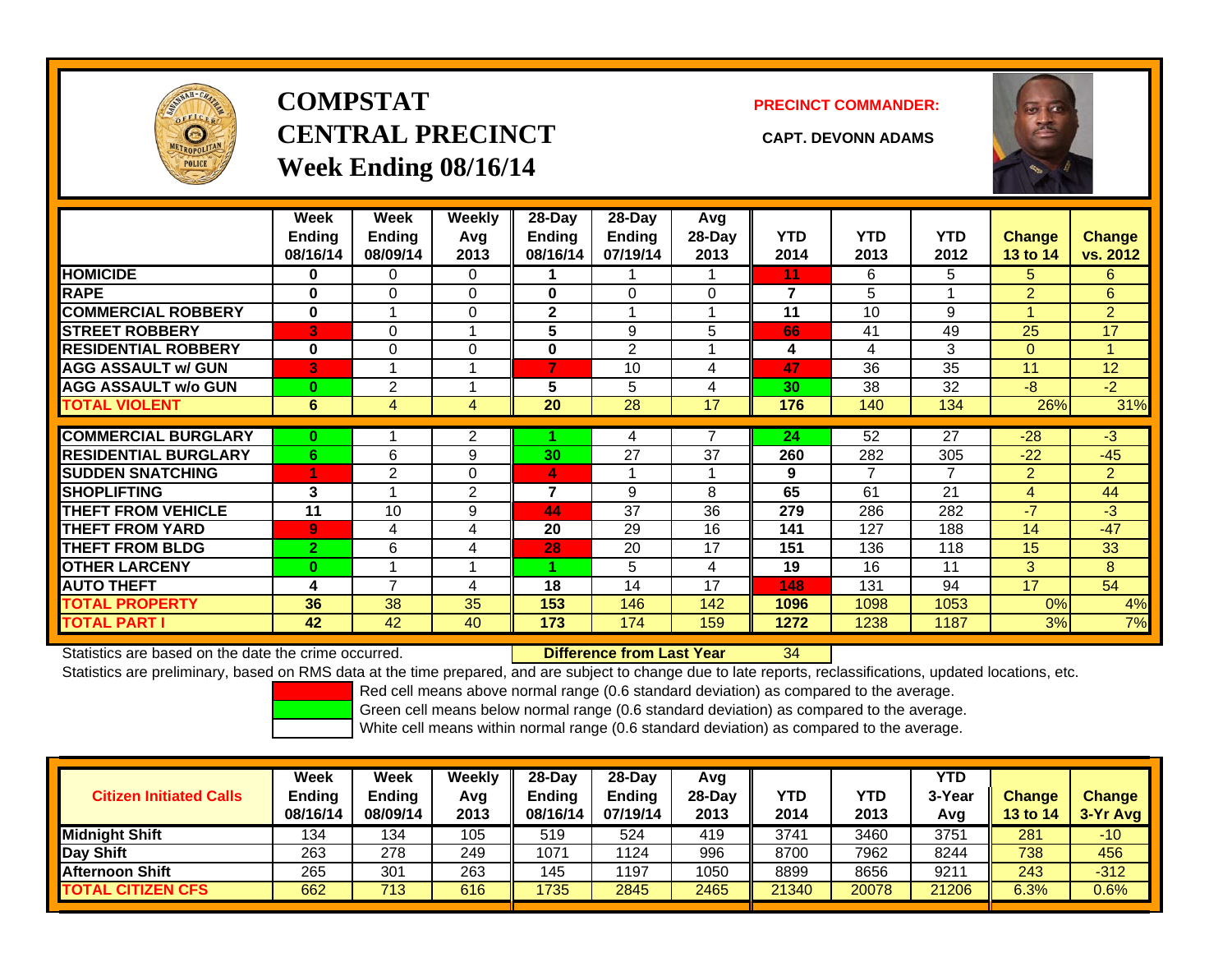# COMPSTAT CENTRAL PRECINCT

## Week Ending 08/16/14

**PRECINCT COMMANDER:**

**CAPT. DEVONN ADAMS**

| | Week Ending 08/16/14 | Week Ending 08/09/14 | Weekly Avg 2013 | 28-Day Ending 08/16/14 | 28-Day Ending 07/19/14 | Avg 28-Day 2013 | YTD 2014 | YTD 2013 | YTD 2012 | Change 13 to 14 | Change vs. 2012 |
|---|---|---|---|---|---|---|---|---|---|---|---|
| HOMICIDE | 0 | 0 | 0 | 1 | 1 | 1 | 11 | 6 | 5 | 5 | 6 |
| RAPE | 0 | 0 | 0 | 0 | 0 | 0 | 7 | 5 | 1 | 2 | 6 |
| COMMERCIAL ROBBERY | 0 | 1 | 0 | 2 | 1 | 1 | 11 | 10 | 9 | 1 | 2 |
| STREET ROBBERY | 3 | 0 | 1 | 5 | 9 | 5 | 66 | 41 | 49 | 25 | 17 |
| RESIDENTIAL ROBBERY | 0 | 0 | 0 | 0 | 2 | 1 | 4 | 4 | 3 | 0 | 1 |
| AGG ASSAULT w/ GUN | 3 | 1 | 1 | 7 | 10 | 4 | 47 | 36 | 35 | 11 | 12 |
| AGG ASSAULT w/o GUN | 0 | 2 | 1 | 5 | 5 | 4 | 30 | 38 | 32 | -8 | -2 |
| TOTAL VIOLENT | 6 | 4 | 4 | 20 | 28 | 17 | 176 | 140 | 134 | 26% | 31% |
| COMMERCIAL BURGLARY | 0 | 1 | 2 | 1 | 4 | 7 | 24 | 52 | 27 | -28 | -3 |
| RESIDENTIAL BURGLARY | 6 | 6 | 9 | 30 | 27 | 37 | 260 | 282 | 305 | -22 | -45 |
| SUDDEN SNATCHING | 1 | 2 | 0 | 4 | 1 | 1 | 9 | 7 | 7 | 2 | 2 |
| SHOPLIFTING | 3 | 1 | 2 | 7 | 9 | 8 | 65 | 61 | 21 | 4 | 44 |
| THEFT FROM VEHICLE | 11 | 10 | 9 | 44 | 37 | 36 | 279 | 286 | 282 | -7 | -3 |
| THEFT FROM YARD | 9 | 4 | 4 | 20 | 29 | 16 | 141 | 127 | 188 | 14 | -47 |
| THEFT FROM BLDG | 2 | 6 | 4 | 28 | 20 | 17 | 151 | 136 | 118 | 15 | 33 |
| OTHER LARCENY | 0 | 1 | 1 | 1 | 5 | 4 | 19 | 16 | 11 | 3 | 8 |
| AUTO THEFT | 4 | 7 | 4 | 18 | 14 | 17 | 148 | 131 | 94 | 17 | 54 |
| TOTAL PROPERTY | 36 | 38 | 35 | 153 | 146 | 142 | 1096 | 1098 | 1053 | 0% | 4% |
| TOTAL PART I | 42 | 42 | 40 | 173 | 174 | 159 | 1272 | 1238 | 1187 | 3% | 7% |

Statistics are based on the date the crime occurred. **Difference from Last Year** 34

Statistics are preliminary, based on RMS data at the time prepared, and are subject to change due to late reports, reclassifications, updated locations, etc.

Red cell means above normal range (0.6 standard deviation) as compared to the average.
Green cell means below normal range (0.6 standard deviation) as compared to the average.
White cell means within normal range (0.6 standard deviation) as compared to the average.

| Citizen Initiated Calls | Week Ending 08/16/14 | Week Ending 08/09/14 | Weekly Avg 2013 | 28-Day Ending 08/16/14 | 28-Day Ending 07/19/14 | Avg 28-Day 2013 | YTD 2014 | YTD 2013 | YTD 3-Year Avg | Change 13 to 14 | Change 3-Yr Avg |
|---|---|---|---|---|---|---|---|---|---|---|---|
| Midnight Shift | 134 | 134 | 105 | 519 | 524 | 419 | 3741 | 3460 | 3751 | 281 | -10 |
| Day Shift | 263 | 278 | 249 | 1071 | 1124 | 996 | 8700 | 7962 | 8244 | 738 | 456 |
| Afternoon Shift | 265 | 301 | 263 | 145 | 1197 | 1050 | 8899 | 8656 | 9211 | 243 | -312 |
| TOTAL CITIZEN CFS | 662 | 713 | 616 | 1735 | 2845 | 2465 | 21340 | 20078 | 21206 | 6.3% | 0.6% |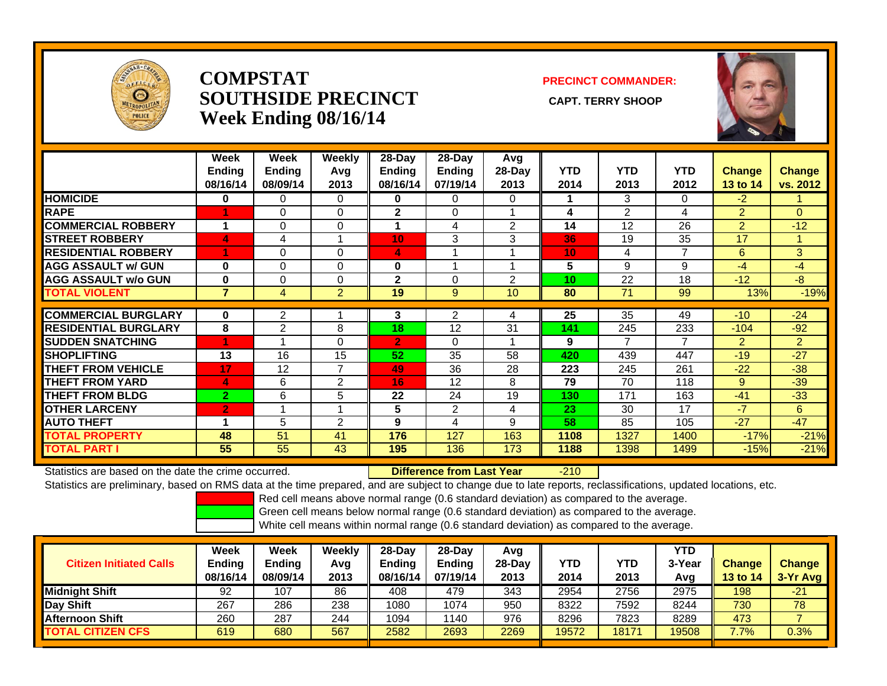# COMPSTAT SOUTHSIDE PRECINCT
## Week Ending 08/16/14

**PRECINCT COMMANDER:**

**CAPT. TERRY SHOOP**

| | Week Ending 08/16/14 | Week Ending 08/09/14 | Weekly Avg 2013 | 28-Day Ending 08/16/14 | 28-Day Ending 07/19/14 | Avg 28-Day 2013 | YTD 2014 | YTD 2013 | YTD 2012 | Change 13 to 14 | Change vs. 2012 |
|---|---|---|---|---|---|---|---|---|---|---|---|
| HOMICIDE | 0 | 0 | 0 | 0 | 0 | 0 | 1 | 3 | 0 | -2 | 1 |
| RAPE | 1 | 0 | 0 | 2 | 0 | 1 | 4 | 2 | 4 | 2 | 0 |
| COMMERCIAL ROBBERY | 1 | 0 | 0 | 1 | 4 | 2 | 14 | 12 | 26 | 2 | -12 |
| STREET ROBBERY | 4 | 4 | 1 | 10 | 3 | 3 | 36 | 19 | 35 | 17 | 1 |
| RESIDENTIAL ROBBERY | 1 | 0 | 0 | 4 | 1 | 1 | 10 | 4 | 7 | 6 | 3 |
| AGG ASSAULT w/ GUN | 0 | 0 | 0 | 0 | 1 | 1 | 5 | 9 | 9 | -4 | -4 |
| AGG ASSAULT w/o GUN | 0 | 0 | 0 | 2 | 0 | 2 | 10 | 22 | 18 | -12 | -8 |
| TOTAL VIOLENT | 7 | 4 | 2 | 19 | 9 | 10 | 80 | 71 | 99 | 13% | -19% |
| COMMERCIAL BURGLARY | 0 | 2 | 1 | 3 | 2 | 4 | 25 | 35 | 49 | -10 | -24 |
| RESIDENTIAL BURGLARY | 8 | 2 | 8 | 18 | 12 | 31 | 141 | 245 | 233 | -104 | -92 |
| SUDDEN SNATCHING | 1 | 1 | 0 | 2 | 0 | 1 | 9 | 7 | 7 | 2 | 2 |
| SHOPLIFTING | 13 | 16 | 15 | 52 | 35 | 58 | 420 | 439 | 447 | -19 | -27 |
| THEFT FROM VEHICLE | 17 | 12 | 7 | 49 | 36 | 28 | 223 | 245 | 261 | -22 | -38 |
| THEFT FROM YARD | 4 | 6 | 2 | 16 | 12 | 8 | 79 | 70 | 118 | 9 | -39 |
| THEFT FROM BLDG | 2 | 6 | 5 | 22 | 24 | 19 | 130 | 171 | 163 | -41 | -33 |
| OTHER LARCENY | 2 | 1 | 1 | 5 | 2 | 4 | 23 | 30 | 17 | -7 | 6 |
| AUTO THEFT | 1 | 5 | 2 | 9 | 4 | 9 | 58 | 85 | 105 | -27 | -47 |
| TOTAL PROPERTY | 48 | 51 | 41 | 176 | 127 | 163 | 1108 | 1327 | 1400 | -17% | -21% |
| TOTAL PART I | 55 | 55 | 43 | 195 | 136 | 173 | 1188 | 1398 | 1499 | -15% | -21% |

Statistics are based on the date the crime occurred. **Difference from Last Year** -210

Statistics are preliminary, based on RMS data at the time prepared, and are subject to change due to late reports, reclassifications, updated locations, etc.

Red cell means above normal range (0.6 standard deviation) as compared to the average.
Green cell means below normal range (0.6 standard deviation) as compared to the average.
White cell means within normal range (0.6 standard deviation) as compared to the average.

| Citizen Initiated Calls | Week Ending 08/16/14 | Week Ending 08/09/14 | Weekly Avg 2013 | 28-Day Ending 08/16/14 | 28-Day Ending 07/19/14 | Avg 28-Day 2013 | YTD 2014 | YTD 2013 | YTD 3-Year Avg | Change 13 to 14 | Change 3-Yr Avg |
|---|---|---|---|---|---|---|---|---|---|---|---|
| Midnight Shift | 92 | 107 | 86 | 408 | 479 | 343 | 2954 | 2756 | 2975 | 198 | -21 |
| Day Shift | 267 | 286 | 238 | 1080 | 1074 | 950 | 8322 | 7592 | 8244 | 730 | 78 |
| Afternoon Shift | 260 | 287 | 244 | 1094 | 1140 | 976 | 8296 | 7823 | 8289 | 473 | 7 |
| TOTAL CITIZEN CFS | 619 | 680 | 567 | 2582 | 2693 | 2269 | 19572 | 18171 | 19508 | 7.7% | 0.3% |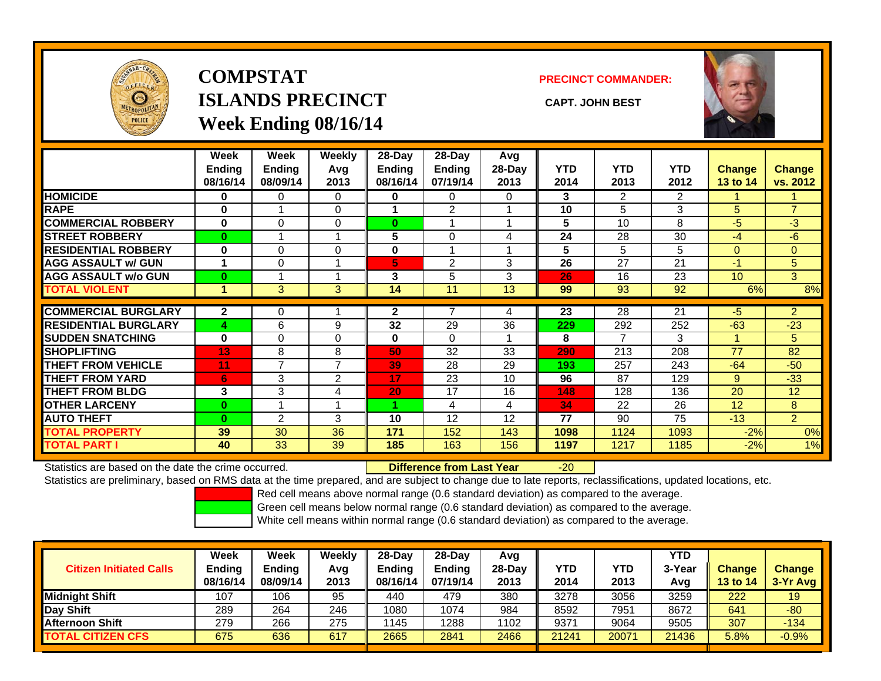# COMPSTAT
# ISLANDS PRECINCT
# Week Ending 08/16/14

**PRECINCT COMMANDER:**

**CAPT. JOHN BEST**

| | Week Ending 08/16/14 | Week Ending 08/09/14 | Weekly Avg 2013 | 28-Day Ending 08/16/14 | 28-Day Ending 07/19/14 | Avg 28-Day 2013 | YTD 2014 | YTD 2013 | YTD 2012 | Change 13 to 14 | Change vs. 2012 |
|---|---|---|---|---|---|---|---|---|---|---|---|
| HOMICIDE | 0 | 0 | 0 | 0 | 0 | 0 | 3 | 2 | 2 | 1 | 1 |
| RAPE | 0 | 1 | 0 | 1 | 2 | 1 | 10 | 5 | 3 | 5 | 7 |
| COMMERCIAL ROBBERY | 0 | 0 | 0 | 0 | 1 | 1 | 5 | 10 | 8 | -5 | -3 |
| STREET ROBBERY | 0 | 1 | 1 | 5 | 0 | 4 | 24 | 28 | 30 | -4 | -6 |
| RESIDENTIAL ROBBERY | 0 | 0 | 0 | 0 | 1 | 1 | 5 | 5 | 5 | 0 | 0 |
| AGG ASSAULT w/ GUN | 1 | 0 | 1 | 5 | 2 | 3 | 26 | 27 | 21 | -1 | 5 |
| AGG ASSAULT w/o GUN | 0 | 1 | 1 | 3 | 5 | 3 | 26 | 16 | 23 | 10 | 3 |
| TOTAL VIOLENT | 1 | 3 | 3 | 14 | 11 | 13 | 99 | 93 | 92 | 6% | 8% |
| COMMERCIAL BURGLARY | 2 | 0 | 1 | 2 | 7 | 4 | 23 | 28 | 21 | -5 | 2 |
| RESIDENTIAL BURGLARY | 4 | 6 | 9 | 32 | 29 | 36 | 229 | 292 | 252 | -63 | -23 |
| SUDDEN SNATCHING | 0 | 0 | 0 | 0 | 0 | 1 | 8 | 7 | 3 | 1 | 5 |
| SHOPLIFTING | 13 | 8 | 8 | 50 | 32 | 33 | 290 | 213 | 208 | 77 | 82 |
| THEFT FROM VEHICLE | 11 | 7 | 7 | 39 | 28 | 29 | 193 | 257 | 243 | -64 | -50 |
| THEFT FROM YARD | 6 | 3 | 2 | 17 | 23 | 10 | 96 | 87 | 129 | 9 | -33 |
| THEFT FROM BLDG | 3 | 3 | 4 | 20 | 17 | 16 | 148 | 128 | 136 | 20 | 12 |
| OTHER LARCENY | 0 | 1 | 1 | 1 | 4 | 4 | 34 | 22 | 26 | 12 | 8 |
| AUTO THEFT | 0 | 2 | 3 | 10 | 12 | 12 | 77 | 90 | 75 | -13 | 2 |
| TOTAL PROPERTY | 39 | 30 | 36 | 171 | 152 | 143 | 1098 | 1124 | 1093 | -2% | 0% |
| TOTAL PART I | 40 | 33 | 39 | 185 | 163 | 156 | 1197 | 1217 | 1185 | -2% | 1% |

Statistics are based on the date the crime occurred. **Difference from Last Year** -20

Statistics are preliminary, based on RMS data at the time prepared, and are subject to change due to late reports, reclassifications, updated locations, etc.

Red cell means above normal range (0.6 standard deviation) as compared to the average.

Green cell means below normal range (0.6 standard deviation) as compared to the average.

White cell means within normal range (0.6 standard deviation) as compared to the average.

| Citizen Initiated Calls | Week Ending 08/16/14 | Week Ending 08/09/14 | Weekly Avg 2013 | 28-Day Ending 08/16/14 | 28-Day Ending 07/19/14 | Avg 28-Day 2013 | YTD 2014 | YTD 2013 | YTD 3-Year Avg | Change 13 to 14 | Change 3-Yr Avg |
|---|---|---|---|---|---|---|---|---|---|---|---|
| Midnight Shift | 107 | 106 | 95 | 440 | 479 | 380 | 3278 | 3056 | 3259 | 222 | 19 |
| Day Shift | 289 | 264 | 246 | 1080 | 1074 | 984 | 8592 | 7951 | 8672 | 641 | -80 |
| Afternoon Shift | 279 | 266 | 275 | 1145 | 1288 | 1102 | 9371 | 9064 | 9505 | 307 | -134 |
| TOTAL CITIZEN CFS | 675 | 636 | 617 | 2665 | 2841 | 2466 | 21241 | 20071 | 21436 | 5.8% | -0.9% |